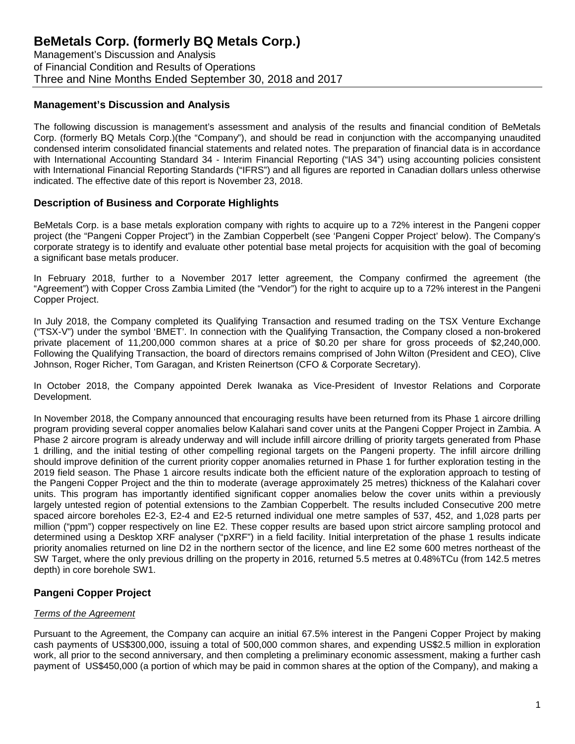# BeMetals Corp. (formerly BQ Metals Corp.)

Management's Discussion and Analysis
of Financial Condition and Results of Operations
Three and Nine Months Ended September 30, 2018 and 2017

## Management's Discussion and Analysis

The following discussion is management's assessment and analysis of the results and financial condition of BeMetals Corp. (formerly BQ Metals Corp.)(the "Company"), and should be read in conjunction with the accompanying unaudited condensed interim consolidated financial statements and related notes. The preparation of financial data is in accordance with International Accounting Standard 34 - Interim Financial Reporting ("IAS 34") using accounting policies consistent with International Financial Reporting Standards ("IFRS") and all figures are reported in Canadian dollars unless otherwise indicated. The effective date of this report is November 23, 2018.

## Description of Business and Corporate Highlights

BeMetals Corp. is a base metals exploration company with rights to acquire up to a 72% interest in the Pangeni copper project (the "Pangeni Copper Project") in the Zambian Copperbelt (see 'Pangeni Copper Project' below). The Company's corporate strategy is to identify and evaluate other potential base metal projects for acquisition with the goal of becoming a significant base metals producer.

In February 2018, further to a November 2017 letter agreement, the Company confirmed the agreement (the "Agreement") with Copper Cross Zambia Limited (the "Vendor") for the right to acquire up to a 72% interest in the Pangeni Copper Project.

In July 2018, the Company completed its Qualifying Transaction and resumed trading on the TSX Venture Exchange ("TSX-V") under the symbol 'BMET'. In connection with the Qualifying Transaction, the Company closed a non-brokered private placement of 11,200,000 common shares at a price of $0.20 per share for gross proceeds of $2,240,000. Following the Qualifying Transaction, the board of directors remains comprised of John Wilton (President and CEO), Clive Johnson, Roger Richer, Tom Garagan, and Kristen Reinertson (CFO & Corporate Secretary).

In October 2018, the Company appointed Derek Iwanaka as Vice-President of Investor Relations and Corporate Development.

In November 2018, the Company announced that encouraging results have been returned from its Phase 1 aircore drilling program providing several copper anomalies below Kalahari sand cover units at the Pangeni Copper Project in Zambia. A Phase 2 aircore program is already underway and will include infill aircore drilling of priority targets generated from Phase 1 drilling, and the initial testing of other compelling regional targets on the Pangeni property. The infill aircore drilling should improve definition of the current priority copper anomalies returned in Phase 1 for further exploration testing in the 2019 field season. The Phase 1 aircore results indicate both the efficient nature of the exploration approach to testing of the Pangeni Copper Project and the thin to moderate (average approximately 25 metres) thickness of the Kalahari cover units. This program has importantly identified significant copper anomalies below the cover units within a previously largely untested region of potential extensions to the Zambian Copperbelt. The results included Consecutive 200 metre spaced aircore boreholes E2-3, E2-4 and E2-5 returned individual one metre samples of 537, 452, and 1,028 parts per million ("ppm") copper respectively on line E2. These copper results are based upon strict aircore sampling protocol and determined using a Desktop XRF analyser ("pXRF") in a field facility. Initial interpretation of the phase 1 results indicate priority anomalies returned on line D2 in the northern sector of the licence, and line E2 some 600 metres northeast of the SW Target, where the only previous drilling on the property in 2016, returned 5.5 metres at 0.48%TCu (from 142.5 metres depth) in core borehole SW1.

## Pangeni Copper Project

### *Terms of the Agreement*

Pursuant to the Agreement, the Company can acquire an initial 67.5% interest in the Pangeni Copper Project by making cash payments of US$300,000, issuing a total of 500,000 common shares, and expending US$2.5 million in exploration work, all prior to the second anniversary, and then completing a preliminary economic assessment, making a further cash payment of US$450,000 (a portion of which may be paid in common shares at the option of the Company), and making a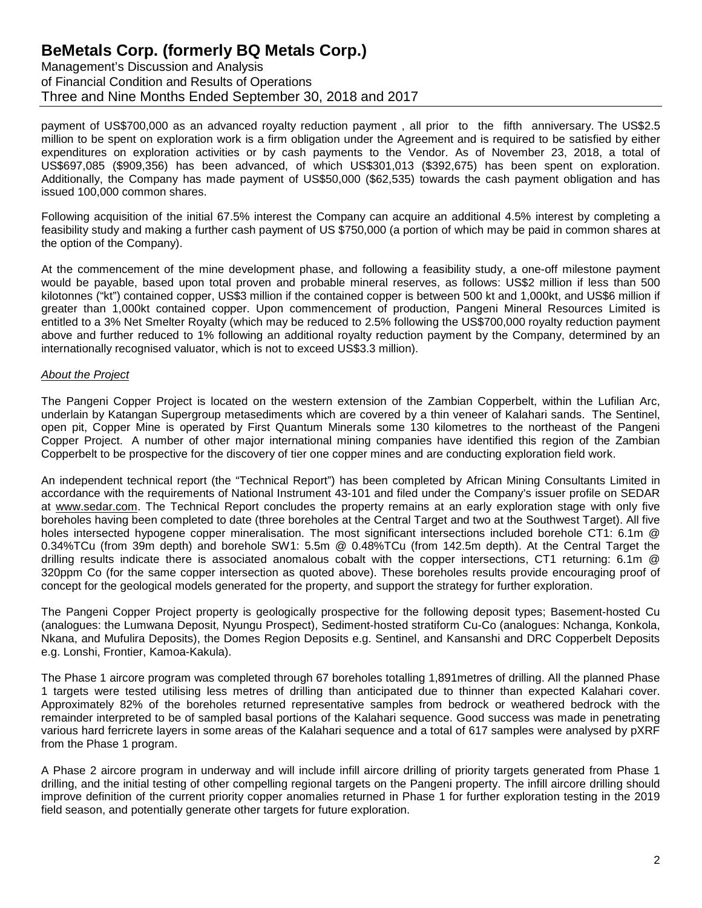payment of US$700,000 as an advanced royalty reduction payment , all prior to the fifth anniversary. The US$2.5 million to be spent on exploration work is a firm obligation under the Agreement and is required to be satisfied by either expenditures on exploration activities or by cash payments to the Vendor. As of November 23, 2018, a total of US$697,085 ($909,356) has been advanced, of which US$301,013 ($392,675) has been spent on exploration. Additionally, the Company has made payment of US$50,000 ($62,535) towards the cash payment obligation and has issued 100,000 common shares.

Following acquisition of the initial 67.5% interest the Company can acquire an additional 4.5% interest by completing a feasibility study and making a further cash payment of US $750,000 (a portion of which may be paid in common shares at the option of the Company).

At the commencement of the mine development phase, and following a feasibility study, a one-off milestone payment would be payable, based upon total proven and probable mineral reserves, as follows: US$2 million if less than 500 kilotonnes ("kt") contained copper, US$3 million if the contained copper is between 500 kt and 1,000kt, and US$6 million if greater than 1,000kt contained copper. Upon commencement of production, Pangeni Mineral Resources Limited is entitled to a 3% Net Smelter Royalty (which may be reduced to 2.5% following the US$700,000 royalty reduction payment above and further reduced to 1% following an additional royalty reduction payment by the Company, determined by an internationally recognised valuator, which is not to exceed US$3.3 million).

*About the Project*

The Pangeni Copper Project is located on the western extension of the Zambian Copperbelt, within the Lufilian Arc, underlain by Katangan Supergroup metasediments which are covered by a thin veneer of Kalahari sands. The Sentinel, open pit, Copper Mine is operated by First Quantum Minerals some 130 kilometres to the northeast of the Pangeni Copper Project. A number of other major international mining companies have identified this region of the Zambian Copperbelt to be prospective for the discovery of tier one copper mines and are conducting exploration field work.

An independent technical report (the "Technical Report") has been completed by African Mining Consultants Limited in accordance with the requirements of National Instrument 43-101 and filed under the Company's issuer profile on SEDAR at www.sedar.com. The Technical Report concludes the property remains at an early exploration stage with only five boreholes having been completed to date (three boreholes at the Central Target and two at the Southwest Target). All five holes intersected hypogene copper mineralisation. The most significant intersections included borehole CT1: 6.1m @ 0.34%TCu (from 39m depth) and borehole SW1: 5.5m @ 0.48%TCu (from 142.5m depth). At the Central Target the drilling results indicate there is associated anomalous cobalt with the copper intersections, CT1 returning: 6.1m @ 320ppm Co (for the same copper intersection as quoted above). These boreholes results provide encouraging proof of concept for the geological models generated for the property, and support the strategy for further exploration.

The Pangeni Copper Project property is geologically prospective for the following deposit types; Basement-hosted Cu (analogues: the Lumwana Deposit, Nyungu Prospect), Sediment-hosted stratiform Cu-Co (analogues: Nchanga, Konkola, Nkana, and Mufulira Deposits), the Domes Region Deposits e.g. Sentinel, and Kansanshi and DRC Copperbelt Deposits e.g. Lonshi, Frontier, Kamoa-Kakula).

The Phase 1 aircore program was completed through 67 boreholes totalling 1,891metres of drilling. All the planned Phase 1 targets were tested utilising less metres of drilling than anticipated due to thinner than expected Kalahari cover. Approximately 82% of the boreholes returned representative samples from bedrock or weathered bedrock with the remainder interpreted to be of sampled basal portions of the Kalahari sequence. Good success was made in penetrating various hard ferricrete layers in some areas of the Kalahari sequence and a total of 617 samples were analysed by pXRF from the Phase 1 program.

A Phase 2 aircore program in underway and will include infill aircore drilling of priority targets generated from Phase 1 drilling, and the initial testing of other compelling regional targets on the Pangeni property. The infill aircore drilling should improve definition of the current priority copper anomalies returned in Phase 1 for further exploration testing in the 2019 field season, and potentially generate other targets for future exploration.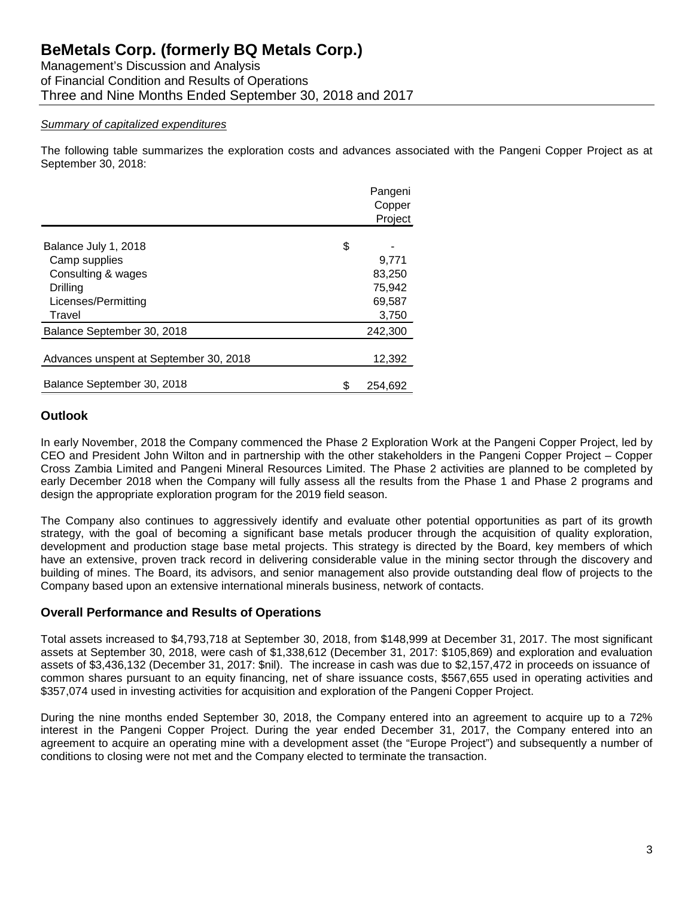*Summary of capitalized expenditures*

The following table summarizes the exploration costs and advances associated with the Pangeni Copper Project as at September 30, 2018:

| | Pangeni Copper Project |
|---|---|
| Balance July 1, 2018 | $ - |
| Camp supplies | 9,771 |
| Consulting & wages | 83,250 |
| Drilling | 75,942 |
| Licenses/Permitting | 69,587 |
| Travel | 3,750 |
| Balance September 30, 2018 | 242,300 |
| Advances unspent at September 30, 2018 | 12,392 |
| Balance September 30, 2018 | $ 254,692 |

## Outlook

In early November, 2018 the Company commenced the Phase 2 Exploration Work at the Pangeni Copper Project, led by CEO and President John Wilton and in partnership with the other stakeholders in the Pangeni Copper Project – Copper Cross Zambia Limited and Pangeni Mineral Resources Limited. The Phase 2 activities are planned to be completed by early December 2018 when the Company will fully assess all the results from the Phase 1 and Phase 2 programs and design the appropriate exploration program for the 2019 field season.

The Company also continues to aggressively identify and evaluate other potential opportunities as part of its growth strategy, with the goal of becoming a significant base metals producer through the acquisition of quality exploration, development and production stage base metal projects. This strategy is directed by the Board, key members of which have an extensive, proven track record in delivering considerable value in the mining sector through the discovery and building of mines. The Board, its advisors, and senior management also provide outstanding deal flow of projects to the Company based upon an extensive international minerals business, network of contacts.

## Overall Performance and Results of Operations

Total assets increased to $4,793,718 at September 30, 2018, from $148,999 at December 31, 2017. The most significant assets at September 30, 2018, were cash of $1,338,612 (December 31, 2017: $105,869) and exploration and evaluation assets of $3,436,132 (December 31, 2017: $nil). The increase in cash was due to $2,157,472 in proceeds on issuance of common shares pursuant to an equity financing, net of share issuance costs, $567,655 used in operating activities and $357,074 used in investing activities for acquisition and exploration of the Pangeni Copper Project.

During the nine months ended September 30, 2018, the Company entered into an agreement to acquire up to a 72% interest in the Pangeni Copper Project. During the year ended December 31, 2017, the Company entered into an agreement to acquire an operating mine with a development asset (the "Europe Project") and subsequently a number of conditions to closing were not met and the Company elected to terminate the transaction.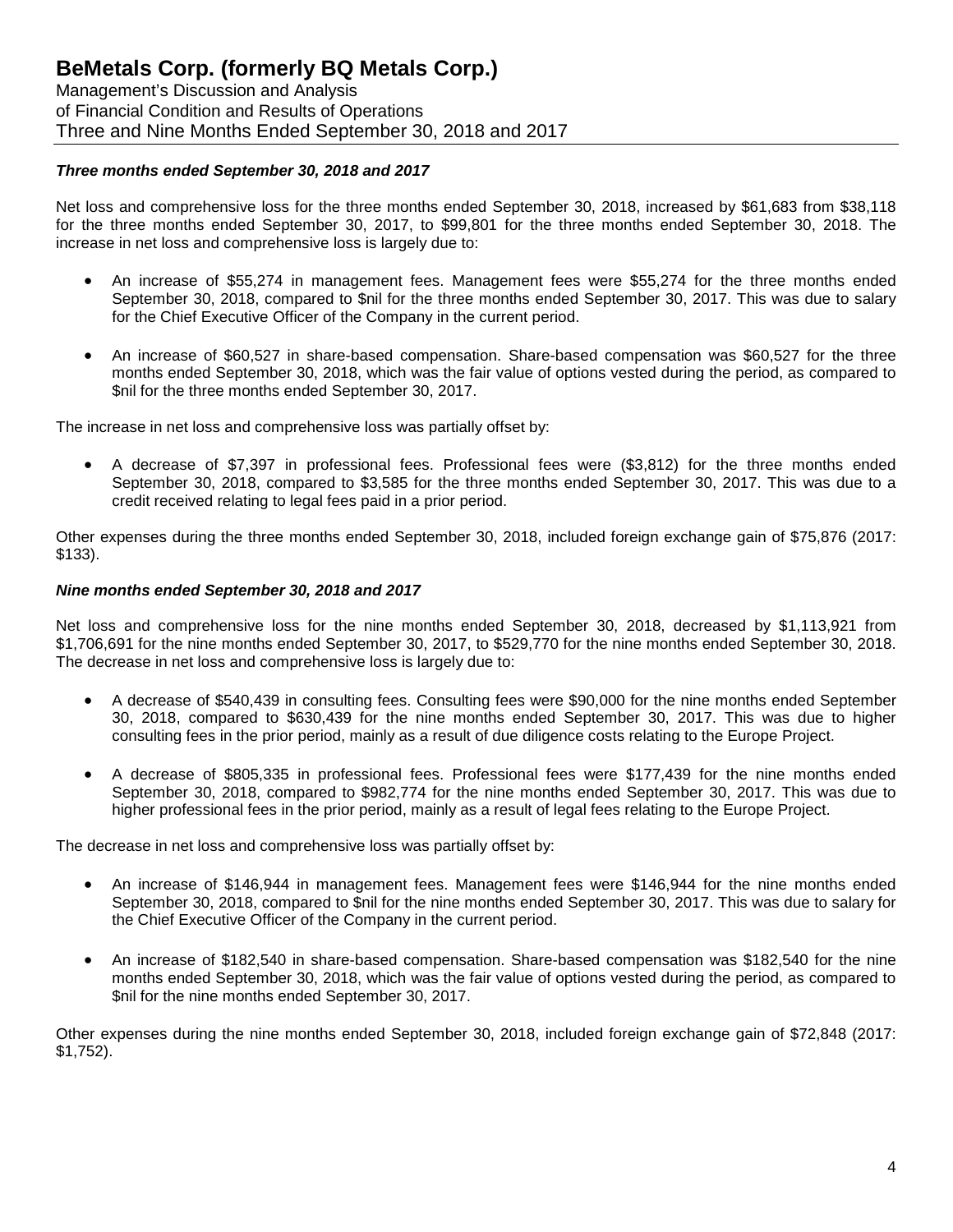### *Three months ended September 30, 2018 and 2017*

Net loss and comprehensive loss for the three months ended September 30, 2018, increased by $61,683 from $38,118 for the three months ended September 30, 2017, to $99,801 for the three months ended September 30, 2018. The increase in net loss and comprehensive loss is largely due to:

- An increase of $55,274 in management fees. Management fees were $55,274 for the three months ended September 30, 2018, compared to $nil for the three months ended September 30, 2017. This was due to salary for the Chief Executive Officer of the Company in the current period.

- An increase of $60,527 in share-based compensation. Share-based compensation was $60,527 for the three months ended September 30, 2018, which was the fair value of options vested during the period, as compared to $nil for the three months ended September 30, 2017.

The increase in net loss and comprehensive loss was partially offset by:

- A decrease of $7,397 in professional fees. Professional fees were ($3,812) for the three months ended September 30, 2018, compared to $3,585 for the three months ended September 30, 2017. This was due to a credit received relating to legal fees paid in a prior period.

Other expenses during the three months ended September 30, 2018, included foreign exchange gain of $75,876 (2017: $133).

### *Nine months ended September 30, 2018 and 2017*

Net loss and comprehensive loss for the nine months ended September 30, 2018, decreased by $1,113,921 from $1,706,691 for the nine months ended September 30, 2017, to $529,770 for the nine months ended September 30, 2018. The decrease in net loss and comprehensive loss is largely due to:

- A decrease of $540,439 in consulting fees. Consulting fees were $90,000 for the nine months ended September 30, 2018, compared to $630,439 for the nine months ended September 30, 2017. This was due to higher consulting fees in the prior period, mainly as a result of due diligence costs relating to the Europe Project.

- A decrease of $805,335 in professional fees. Professional fees were $177,439 for the nine months ended September 30, 2018, compared to $982,774 for the nine months ended September 30, 2017. This was due to higher professional fees in the prior period, mainly as a result of legal fees relating to the Europe Project.

The decrease in net loss and comprehensive loss was partially offset by:

- An increase of $146,944 in management fees. Management fees were $146,944 for the nine months ended September 30, 2018, compared to $nil for the nine months ended September 30, 2017. This was due to salary for the Chief Executive Officer of the Company in the current period.

- An increase of $182,540 in share-based compensation. Share-based compensation was $182,540 for the nine months ended September 30, 2018, which was the fair value of options vested during the period, as compared to $nil for the nine months ended September 30, 2017.

Other expenses during the nine months ended September 30, 2018, included foreign exchange gain of $72,848 (2017: $1,752).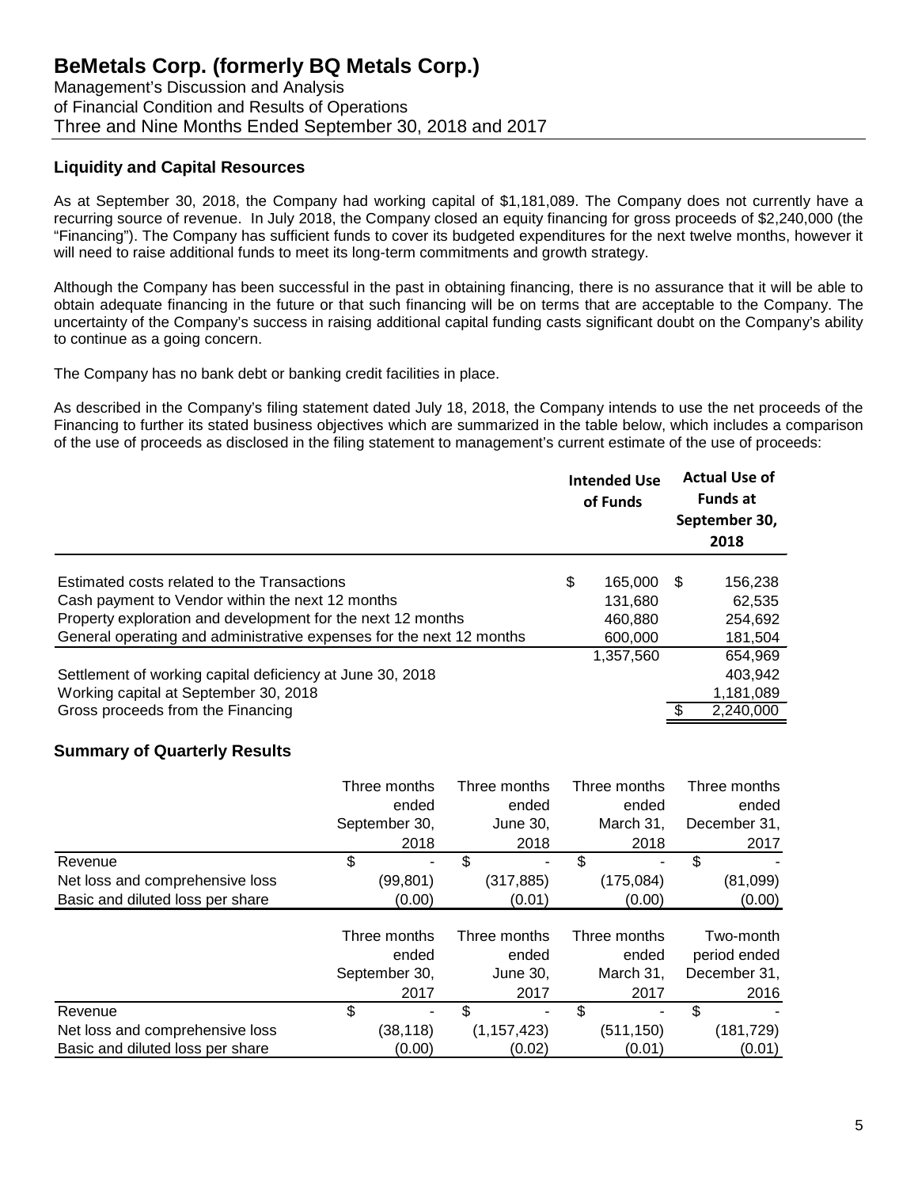## Liquidity and Capital Resources

As at September 30, 2018, the Company had working capital of $1,181,089. The Company does not currently have a recurring source of revenue. In July 2018, the Company closed an equity financing for gross proceeds of $2,240,000 (the "Financing"). The Company has sufficient funds to cover its budgeted expenditures for the next twelve months, however it will need to raise additional funds to meet its long-term commitments and growth strategy.

Although the Company has been successful in the past in obtaining financing, there is no assurance that it will be able to obtain adequate financing in the future or that such financing will be on terms that are acceptable to the Company. The uncertainty of the Company's success in raising additional capital funding casts significant doubt on the Company's ability to continue as a going concern.

The Company has no bank debt or banking credit facilities in place.

As described in the Company's filing statement dated July 18, 2018, the Company intends to use the net proceeds of the Financing to further its stated business objectives which are summarized in the table below, which includes a comparison of the use of proceeds as disclosed in the filing statement to management's current estimate of the use of proceeds:

| | Intended Use of Funds | Actual Use of Funds at September 30, 2018 |
|---|---|---|
| Estimated costs related to the Transactions | $ 165,000 | $ 156,238 |
| Cash payment to Vendor within the next 12 months | 131,680 | 62,535 |
| Property exploration and development for the next 12 months | 460,880 | 254,692 |
| General operating and administrative expenses for the next 12 months | 600,000 | 181,504 |
| | 1,357,560 | 654,969 |
| Settlement of working capital deficiency at June 30, 2018 | | 403,942 |
| Working capital at September 30, 2018 | | 1,181,089 |
| Gross proceeds from the Financing | | $ 2,240,000 |

## Summary of Quarterly Results

| | Three months ended September 30, 2018 | Three months ended June 30, 2018 | Three months ended March 31, 2018 | Three months ended December 31, 2017 |
|---|---|---|---|---|
| Revenue | $ - | $ - | $ - | $ - |
| Net loss and comprehensive loss | (99,801) | (317,885) | (175,084) | (81,099) |
| Basic and diluted loss per share | (0.00) | (0.01) | (0.00) | (0.00) |

| | Three months ended September 30, 2017 | Three months ended June 30, 2017 | Three months ended March 31, 2017 | Two-month period ended December 31, 2016 |
|---|---|---|---|---|
| Revenue | $ - | $ - | $ - | $ - |
| Net loss and comprehensive loss | (38,118) | (1,157,423) | (511,150) | (181,729) |
| Basic and diluted loss per share | (0.00) | (0.02) | (0.01) | (0.01) |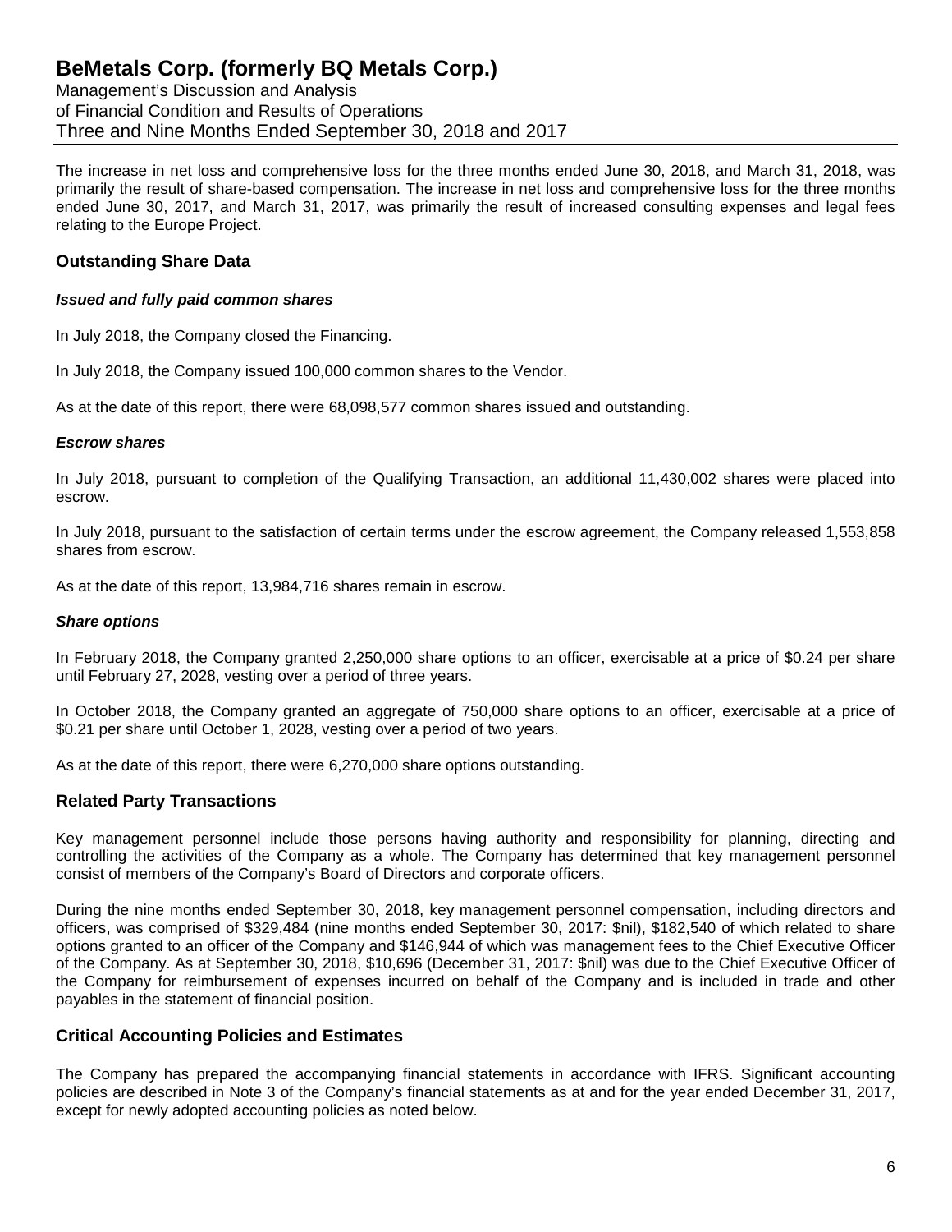The increase in net loss and comprehensive loss for the three months ended June 30, 2018, and March 31, 2018, was primarily the result of share-based compensation. The increase in net loss and comprehensive loss for the three months ended June 30, 2017, and March 31, 2017, was primarily the result of increased consulting expenses and legal fees relating to the Europe Project.

## Outstanding Share Data

### *Issued and fully paid common shares*

In July 2018, the Company closed the Financing.

In July 2018, the Company issued 100,000 common shares to the Vendor.

As at the date of this report, there were 68,098,577 common shares issued and outstanding.

### *Escrow shares*

In July 2018, pursuant to completion of the Qualifying Transaction, an additional 11,430,002 shares were placed into escrow.

In July 2018, pursuant to the satisfaction of certain terms under the escrow agreement, the Company released 1,553,858 shares from escrow.

As at the date of this report, 13,984,716 shares remain in escrow.

### *Share options*

In February 2018, the Company granted 2,250,000 share options to an officer, exercisable at a price of $0.24 per share until February 27, 2028, vesting over a period of three years.

In October 2018, the Company granted an aggregate of 750,000 share options to an officer, exercisable at a price of $0.21 per share until October 1, 2028, vesting over a period of two years.

As at the date of this report, there were 6,270,000 share options outstanding.

## Related Party Transactions

Key management personnel include those persons having authority and responsibility for planning, directing and controlling the activities of the Company as a whole. The Company has determined that key management personnel consist of members of the Company's Board of Directors and corporate officers.

During the nine months ended September 30, 2018, key management personnel compensation, including directors and officers, was comprised of $329,484 (nine months ended September 30, 2017: $nil), $182,540 of which related to share options granted to an officer of the Company and $146,944 of which was management fees to the Chief Executive Officer of the Company. As at September 30, 2018, $10,696 (December 31, 2017: $nil) was due to the Chief Executive Officer of the Company for reimbursement of expenses incurred on behalf of the Company and is included in trade and other payables in the statement of financial position.

## Critical Accounting Policies and Estimates

The Company has prepared the accompanying financial statements in accordance with IFRS. Significant accounting policies are described in Note 3 of the Company's financial statements as at and for the year ended December 31, 2017, except for newly adopted accounting policies as noted below.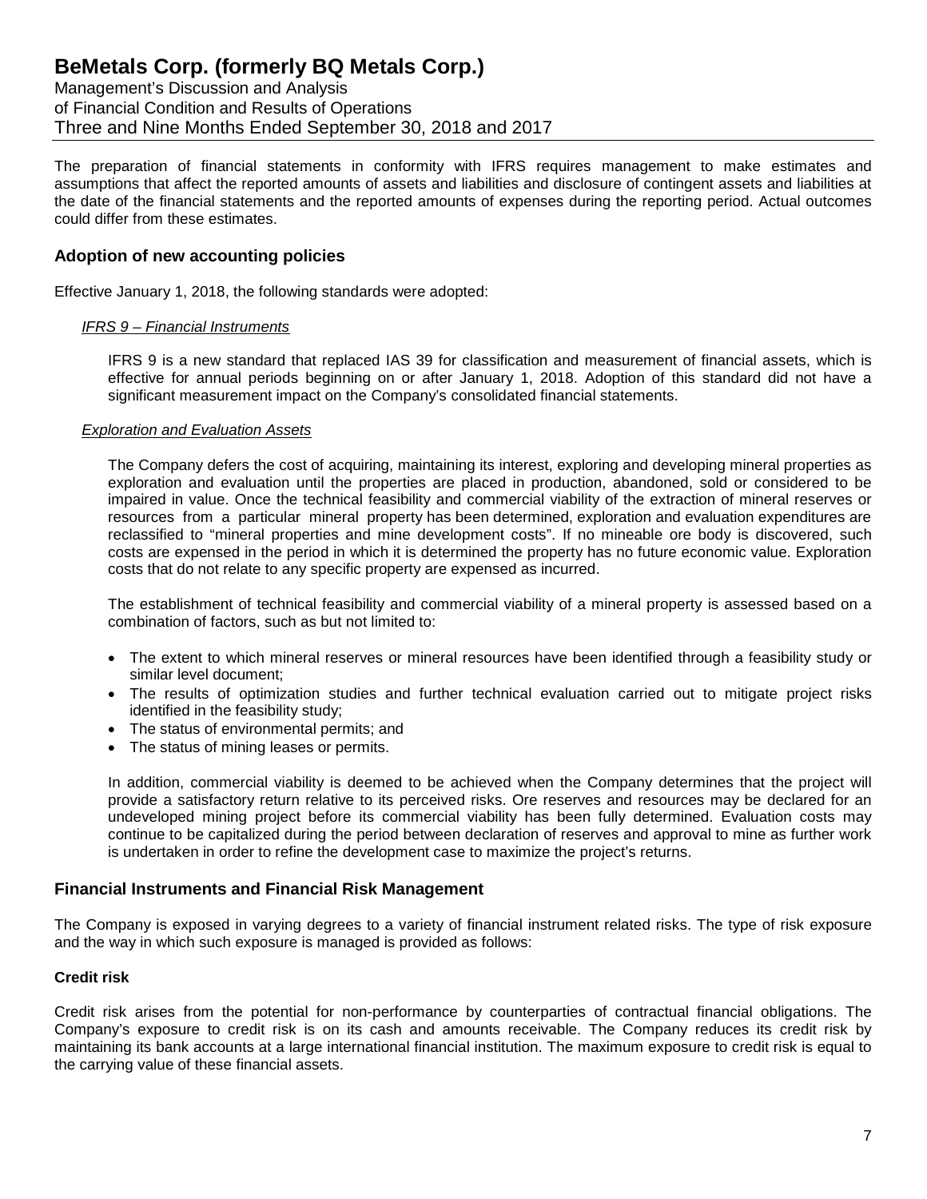The preparation of financial statements in conformity with IFRS requires management to make estimates and assumptions that affect the reported amounts of assets and liabilities and disclosure of contingent assets and liabilities at the date of the financial statements and the reported amounts of expenses during the reporting period. Actual outcomes could differ from these estimates.

## Adoption of new accounting policies

Effective January 1, 2018, the following standards were adopted:

*IFRS 9 – Financial Instruments*

IFRS 9 is a new standard that replaced IAS 39 for classification and measurement of financial assets, which is effective for annual periods beginning on or after January 1, 2018. Adoption of this standard did not have a significant measurement impact on the Company's consolidated financial statements.

*Exploration and Evaluation Assets*

The Company defers the cost of acquiring, maintaining its interest, exploring and developing mineral properties as exploration and evaluation until the properties are placed in production, abandoned, sold or considered to be impaired in value. Once the technical feasibility and commercial viability of the extraction of mineral reserves or resources from a particular mineral property has been determined, exploration and evaluation expenditures are reclassified to "mineral properties and mine development costs". If no mineable ore body is discovered, such costs are expensed in the period in which it is determined the property has no future economic value. Exploration costs that do not relate to any specific property are expensed as incurred.

The establishment of technical feasibility and commercial viability of a mineral property is assessed based on a combination of factors, such as but not limited to:

- The extent to which mineral reserves or mineral resources have been identified through a feasibility study or similar level document;
- The results of optimization studies and further technical evaluation carried out to mitigate project risks identified in the feasibility study;
- The status of environmental permits; and
- The status of mining leases or permits.

In addition, commercial viability is deemed to be achieved when the Company determines that the project will provide a satisfactory return relative to its perceived risks. Ore reserves and resources may be declared for an undeveloped mining project before its commercial viability has been fully determined. Evaluation costs may continue to be capitalized during the period between declaration of reserves and approval to mine as further work is undertaken in order to refine the development case to maximize the project's returns.

## Financial Instruments and Financial Risk Management

The Company is exposed in varying degrees to a variety of financial instrument related risks. The type of risk exposure and the way in which such exposure is managed is provided as follows:

### Credit risk

Credit risk arises from the potential for non-performance by counterparties of contractual financial obligations. The Company's exposure to credit risk is on its cash and amounts receivable. The Company reduces its credit risk by maintaining its bank accounts at a large international financial institution. The maximum exposure to credit risk is equal to the carrying value of these financial assets.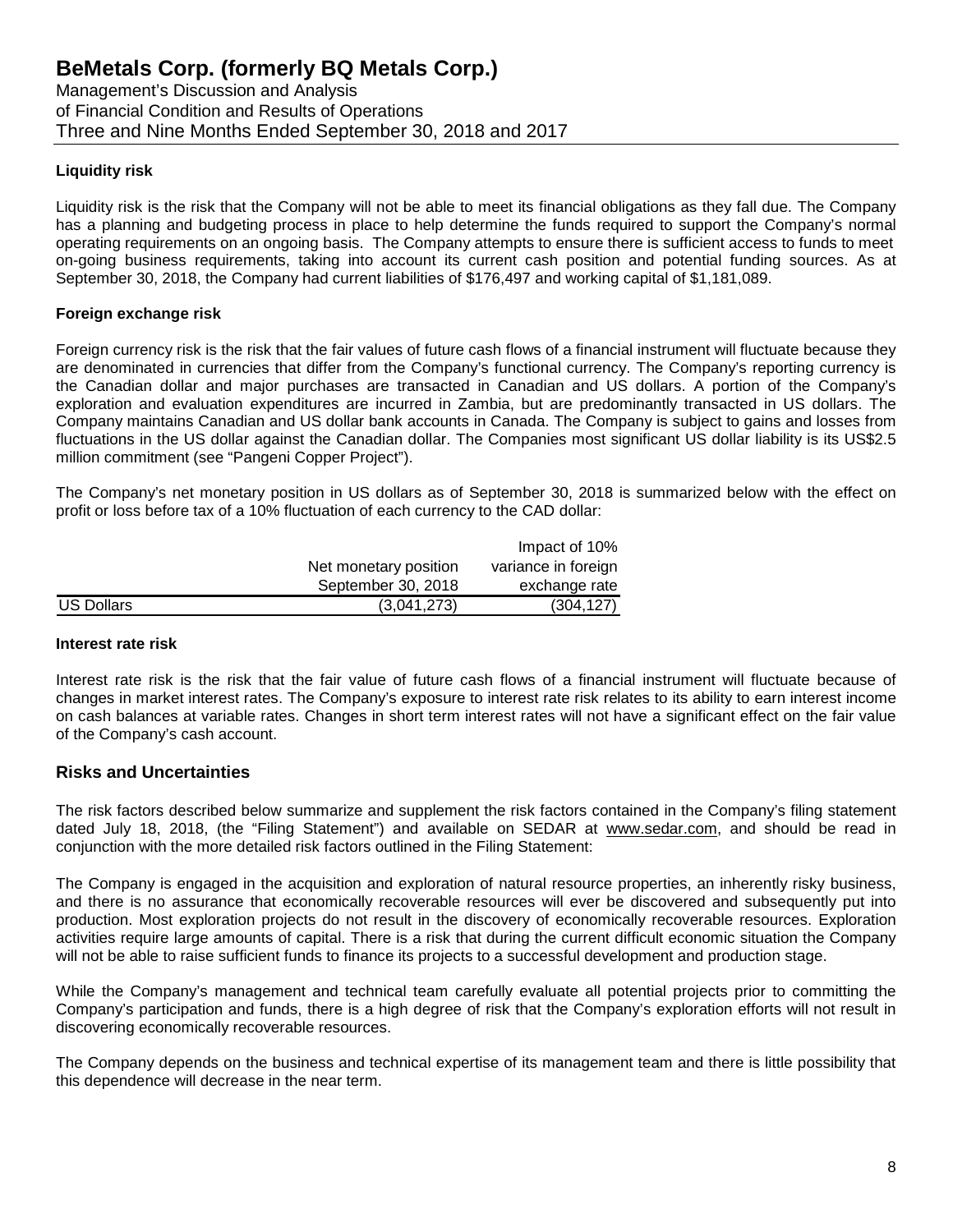### Liquidity risk

Liquidity risk is the risk that the Company will not be able to meet its financial obligations as they fall due. The Company has a planning and budgeting process in place to help determine the funds required to support the Company's normal operating requirements on an ongoing basis. The Company attempts to ensure there is sufficient access to funds to meet on-going business requirements, taking into account its current cash position and potential funding sources. As at September 30, 2018, the Company had current liabilities of $176,497 and working capital of $1,181,089.

### Foreign exchange risk

Foreign currency risk is the risk that the fair values of future cash flows of a financial instrument will fluctuate because they are denominated in currencies that differ from the Company's functional currency. The Company's reporting currency is the Canadian dollar and major purchases are transacted in Canadian and US dollars. A portion of the Company's exploration and evaluation expenditures are incurred in Zambia, but are predominantly transacted in US dollars. The Company maintains Canadian and US dollar bank accounts in Canada. The Company is subject to gains and losses from fluctuations in the US dollar against the Canadian dollar. The Companies most significant US dollar liability is its US$2.5 million commitment (see "Pangeni Copper Project").

The Company's net monetary position in US dollars as of September 30, 2018 is summarized below with the effect on profit or loss before tax of a 10% fluctuation of each currency to the CAD dollar:

| | Net monetary position September 30, 2018 | Impact of 10% variance in foreign exchange rate |
|---|---|---|
| US Dollars | (3,041,273) | (304,127) |

### Interest rate risk

Interest rate risk is the risk that the fair value of future cash flows of a financial instrument will fluctuate because of changes in market interest rates. The Company's exposure to interest rate risk relates to its ability to earn interest income on cash balances at variable rates. Changes in short term interest rates will not have a significant effect on the fair value of the Company's cash account.

## Risks and Uncertainties

The risk factors described below summarize and supplement the risk factors contained in the Company's filing statement dated July 18, 2018, (the "Filing Statement") and available on SEDAR at www.sedar.com, and should be read in conjunction with the more detailed risk factors outlined in the Filing Statement:

The Company is engaged in the acquisition and exploration of natural resource properties, an inherently risky business, and there is no assurance that economically recoverable resources will ever be discovered and subsequently put into production. Most exploration projects do not result in the discovery of economically recoverable resources. Exploration activities require large amounts of capital. There is a risk that during the current difficult economic situation the Company will not be able to raise sufficient funds to finance its projects to a successful development and production stage.

While the Company's management and technical team carefully evaluate all potential projects prior to committing the Company's participation and funds, there is a high degree of risk that the Company's exploration efforts will not result in discovering economically recoverable resources.

The Company depends on the business and technical expertise of its management team and there is little possibility that this dependence will decrease in the near term.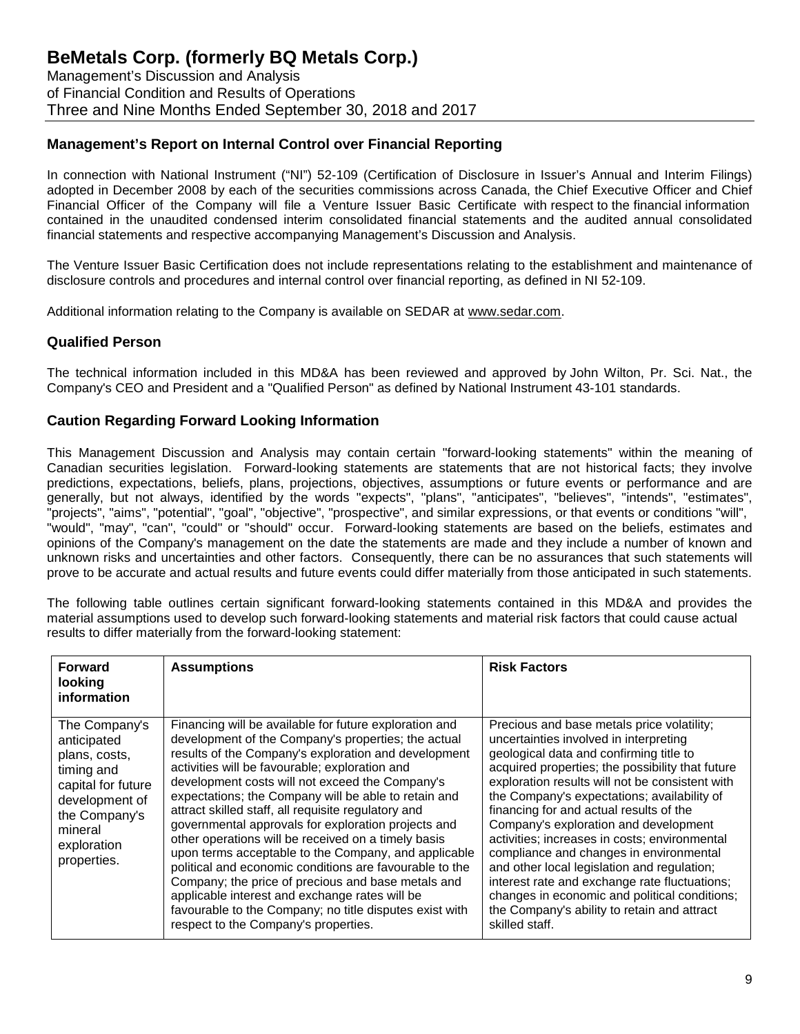## Management's Report on Internal Control over Financial Reporting

In connection with National Instrument ("NI") 52-109 (Certification of Disclosure in Issuer's Annual and Interim Filings) adopted in December 2008 by each of the securities commissions across Canada, the Chief Executive Officer and Chief Financial Officer of the Company will file a Venture Issuer Basic Certificate with respect to the financial information contained in the unaudited condensed interim consolidated financial statements and the audited annual consolidated financial statements and respective accompanying Management's Discussion and Analysis.

The Venture Issuer Basic Certification does not include representations relating to the establishment and maintenance of disclosure controls and procedures and internal control over financial reporting, as defined in NI 52-109.

Additional information relating to the Company is available on SEDAR at www.sedar.com.

## Qualified Person

The technical information included in this MD&A has been reviewed and approved by John Wilton, Pr. Sci. Nat., the Company's CEO and President and a "Qualified Person" as defined by National Instrument 43-101 standards.

## Caution Regarding Forward Looking Information

This Management Discussion and Analysis may contain certain "forward-looking statements" within the meaning of Canadian securities legislation. Forward-looking statements are statements that are not historical facts; they involve predictions, expectations, beliefs, plans, projections, objectives, assumptions or future events or performance and are generally, but not always, identified by the words "expects", "plans", "anticipates", "believes", "intends", "estimates", "projects", "aims", "potential", "goal", "objective", "prospective", and similar expressions, or that events or conditions "will", "would", "may", "can", "could" or "should" occur. Forward-looking statements are based on the beliefs, estimates and opinions of the Company's management on the date the statements are made and they include a number of known and unknown risks and uncertainties and other factors. Consequently, there can be no assurances that such statements will prove to be accurate and actual results and future events could differ materially from those anticipated in such statements.

The following table outlines certain significant forward-looking statements contained in this MD&A and provides the material assumptions used to develop such forward-looking statements and material risk factors that could cause actual results to differ materially from the forward-looking statement:

| Forward looking information | Assumptions | Risk Factors |
|---|---|---|
| The Company's anticipated plans, costs, timing and capital for future development of the Company's mineral exploration properties. | Financing will be available for future exploration and development of the Company's properties; the actual results of the Company's exploration and development activities will be favourable; exploration and development costs will not exceed the Company's expectations; the Company will be able to retain and attract skilled staff, all requisite regulatory and governmental approvals for exploration projects and other operations will be received on a timely basis upon terms acceptable to the Company, and applicable political and economic conditions are favourable to the Company; the price of precious and base metals and applicable interest and exchange rates will be favourable to the Company; no title disputes exist with respect to the Company's properties. | Precious and base metals price volatility; uncertainties involved in interpreting geological data and confirming title to acquired properties; the possibility that future exploration results will not be consistent with the Company's expectations; availability of financing for and actual results of the Company's exploration and development activities; increases in costs; environmental compliance and changes in environmental and other local legislation and regulation; interest rate and exchange rate fluctuations; changes in economic and political conditions; the Company's ability to retain and attract skilled staff. |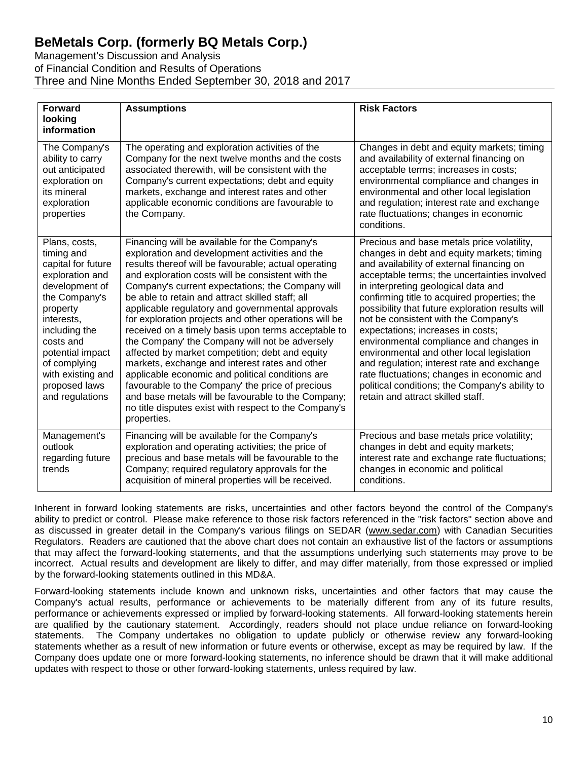| Forward looking information | Assumptions | Risk Factors |
|---|---|---|
| The Company's ability to carry out anticipated exploration on its mineral exploration properties | The operating and exploration activities of the Company for the next twelve months and the costs associated therewith, will be consistent with the Company's current expectations; debt and equity markets, exchange and interest rates and other applicable economic conditions are favourable to the Company. | Changes in debt and equity markets; timing and availability of external financing on acceptable terms; increases in costs; environmental compliance and changes in environmental and other local legislation and regulation; interest rate and exchange rate fluctuations; changes in economic conditions. |
| Plans, costs, timing and capital for future exploration and development of the Company's property interests, including the costs and potential impact of complying with existing and proposed laws and regulations | Financing will be available for the Company's exploration and development activities and the results thereof will be favourable; actual operating and exploration costs will be consistent with the Company's current expectations; the Company will be able to retain and attract skilled staff; all applicable regulatory and governmental approvals for exploration projects and other operations will be received on a timely basis upon terms acceptable to the Company' the Company will not be adversely affected by market competition; debt and equity markets, exchange and interest rates and other applicable economic and political conditions are favourable to the Company' the price of precious and base metals will be favourable to the Company; no title disputes exist with respect to the Company's properties. | Precious and base metals price volatility, changes in debt and equity markets; timing and availability of external financing on acceptable terms; the uncertainties involved in interpreting geological data and confirming title to acquired properties; the possibility that future exploration results will not be consistent with the Company's expectations; increases in costs; environmental compliance and changes in environmental and other local legislation and regulation; interest rate and exchange rate fluctuations; changes in economic and political conditions; the Company's ability to retain and attract skilled staff. |
| Management's outlook regarding future trends | Financing will be available for the Company's exploration and operating activities; the price of precious and base metals will be favourable to the Company; required regulatory approvals for the acquisition of mineral properties will be received. | Precious and base metals price volatility; changes in debt and equity markets; interest rate and exchange rate fluctuations; changes in economic and political conditions. |

Inherent in forward looking statements are risks, uncertainties and other factors beyond the control of the Company's ability to predict or control. Please make reference to those risk factors referenced in the "risk factors" section above and as discussed in greater detail in the Company's various filings on SEDAR (www.sedar.com) with Canadian Securities Regulators. Readers are cautioned that the above chart does not contain an exhaustive list of the factors or assumptions that may affect the forward-looking statements, and that the assumptions underlying such statements may prove to be incorrect. Actual results and development are likely to differ, and may differ materially, from those expressed or implied by the forward-looking statements outlined in this MD&A.

Forward-looking statements include known and unknown risks, uncertainties and other factors that may cause the Company's actual results, performance or achievements to be materially different from any of its future results, performance or achievements expressed or implied by forward-looking statements. All forward-looking statements herein are qualified by the cautionary statement. Accordingly, readers should not place undue reliance on forward-looking statements. The Company undertakes no obligation to update publicly or otherwise review any forward-looking statements whether as a result of new information or future events or otherwise, except as may be required by law. If the Company does update one or more forward-looking statements, no inference should be drawn that it will make additional updates with respect to those or other forward-looking statements, unless required by law.